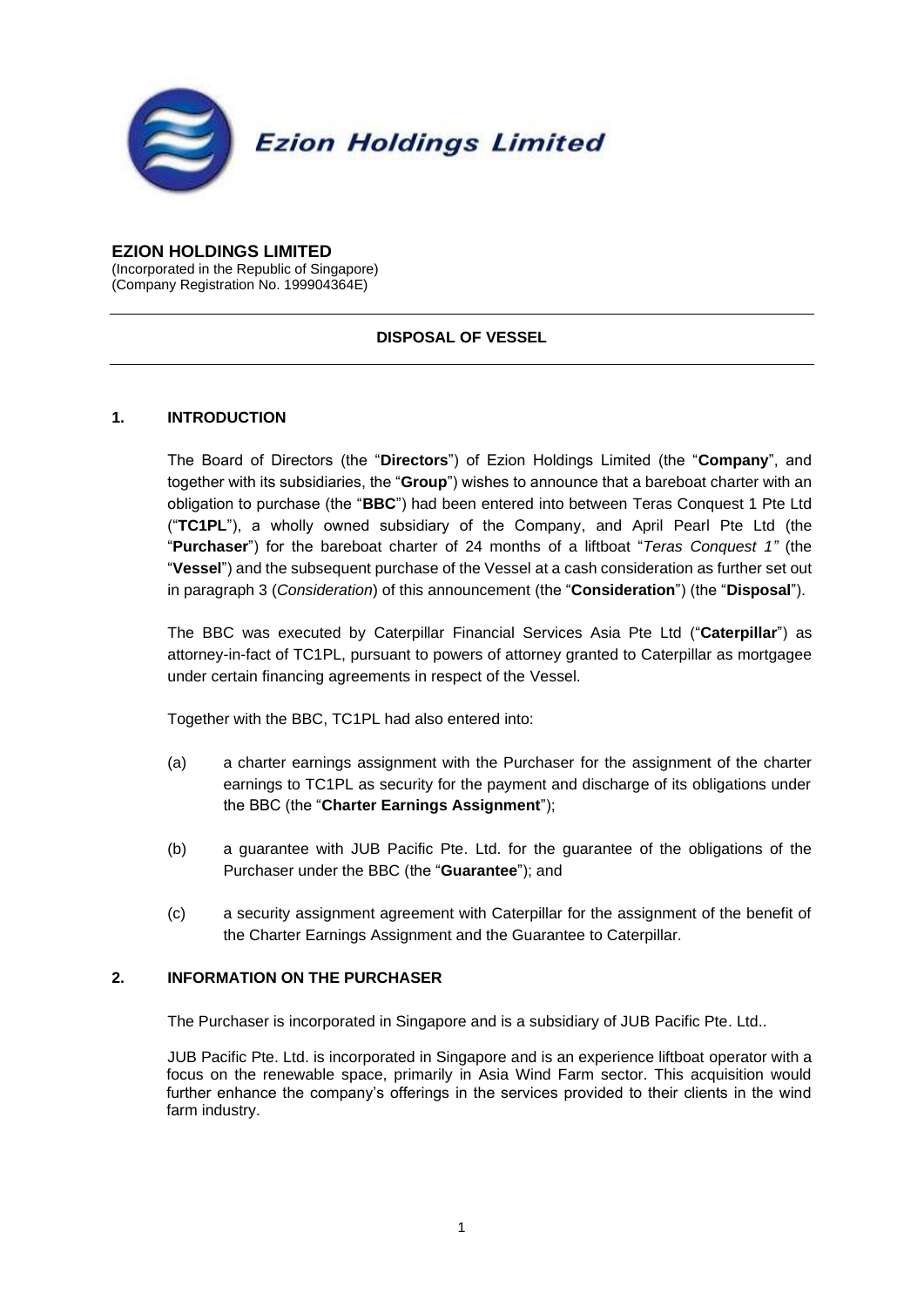**Ezion Holdings Limited**

**EZION HOLDINGS LIMITED**
(Incorporated in the Republic of Singapore)
(Company Registration No. 199904364E)

---

**DISPOSAL OF VESSEL**

---

## 1. INTRODUCTION

The Board of Directors (the "**Directors**") of Ezion Holdings Limited (the "**Company**", and together with its subsidiaries, the "**Group**") wishes to announce that a bareboat charter with an obligation to purchase (the "**BBC**") had been entered into between Teras Conquest 1 Pte Ltd ("**TC1PL**"), a wholly owned subsidiary of the Company, and April Pearl Pte Ltd (the "**Purchaser**") for the bareboat charter of 24 months of a liftboat "*Teras Conquest 1"* (the "**Vessel**") and the subsequent purchase of the Vessel at a cash consideration as further set out in paragraph 3 (*Consideration*) of this announcement (the "**Consideration**") (the "**Disposal**").

The BBC was executed by Caterpillar Financial Services Asia Pte Ltd ("**Caterpillar**") as attorney-in-fact of TC1PL, pursuant to powers of attorney granted to Caterpillar as mortgagee under certain financing agreements in respect of the Vessel.

Together with the BBC, TC1PL had also entered into:

(a) a charter earnings assignment with the Purchaser for the assignment of the charter earnings to TC1PL as security for the payment and discharge of its obligations under the BBC (the "**Charter Earnings Assignment**");

(b) a guarantee with JUB Pacific Pte. Ltd. for the guarantee of the obligations of the Purchaser under the BBC (the "**Guarantee**"); and

(c) a security assignment agreement with Caterpillar for the assignment of the benefit of the Charter Earnings Assignment and the Guarantee to Caterpillar.

## 2. INFORMATION ON THE PURCHASER

The Purchaser is incorporated in Singapore and is a subsidiary of JUB Pacific Pte. Ltd..

JUB Pacific Pte. Ltd. is incorporated in Singapore and is an experience liftboat operator with a focus on the renewable space, primarily in Asia Wind Farm sector. This acquisition would further enhance the company's offerings in the services provided to their clients in the wind farm industry.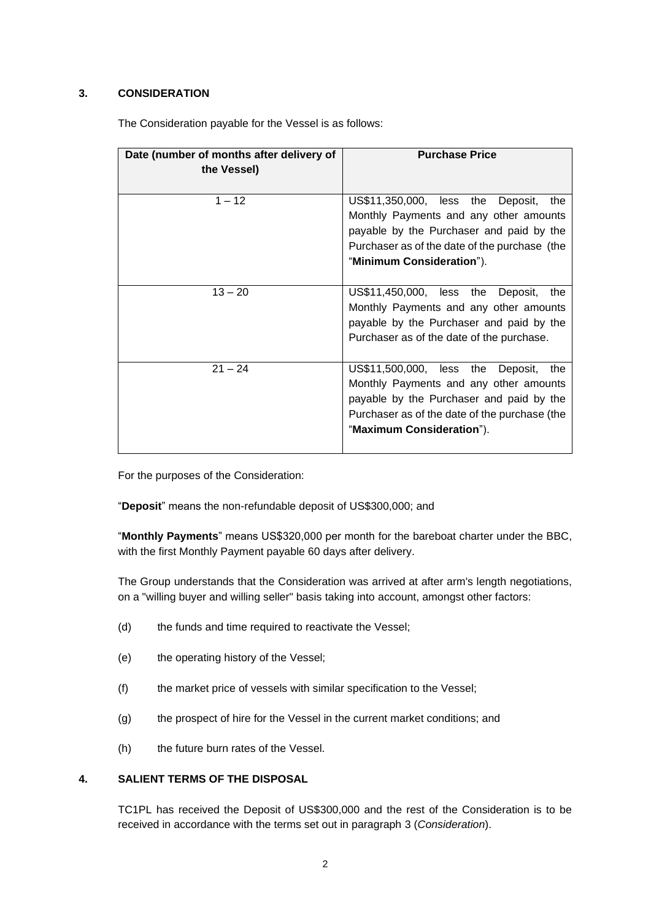## 3. CONSIDERATION

The Consideration payable for the Vessel is as follows:

| Date (number of months after delivery of the Vessel) | Purchase Price |
|---|---|
| 1 – 12 | US$11,350,000, less the Deposit, the Monthly Payments and any other amounts payable by the Purchaser and paid by the Purchaser as of the date of the purchase (the "**Minimum Consideration**"). |
| 13 – 20 | US$11,450,000, less the Deposit, the Monthly Payments and any other amounts payable by the Purchaser and paid by the Purchaser as of the date of the purchase. |
| 21 – 24 | US$11,500,000, less the Deposit, the Monthly Payments and any other amounts payable by the Purchaser and paid by the Purchaser as of the date of the purchase (the "**Maximum Consideration**"). |

For the purposes of the Consideration:

"**Deposit**" means the non-refundable deposit of US$300,000; and

"**Monthly Payments**" means US$320,000 per month for the bareboat charter under the BBC, with the first Monthly Payment payable 60 days after delivery.

The Group understands that the Consideration was arrived at after arm's length negotiations, on a "willing buyer and willing seller" basis taking into account, amongst other factors:

(d) the funds and time required to reactivate the Vessel;

(e) the operating history of the Vessel;

(f) the market price of vessels with similar specification to the Vessel;

(g) the prospect of hire for the Vessel in the current market conditions; and

(h) the future burn rates of the Vessel.

## 4. SALIENT TERMS OF THE DISPOSAL

TC1PL has received the Deposit of US$300,000 and the rest of the Consideration is to be received in accordance with the terms set out in paragraph 3 (*Consideration*).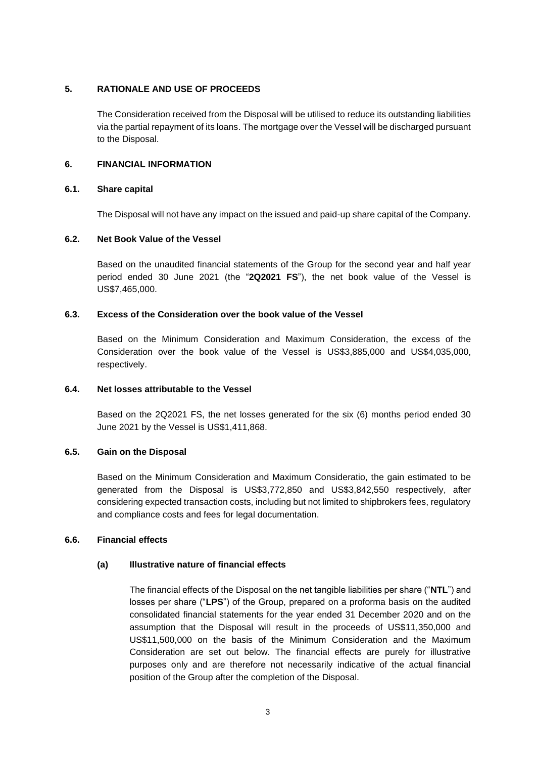## 5. RATIONALE AND USE OF PROCEEDS

The Consideration received from the Disposal will be utilised to reduce its outstanding liabilities via the partial repayment of its loans. The mortgage over the Vessel will be discharged pursuant to the Disposal.

## 6. FINANCIAL INFORMATION

### 6.1. Share capital

The Disposal will not have any impact on the issued and paid-up share capital of the Company.

### 6.2. Net Book Value of the Vessel

Based on the unaudited financial statements of the Group for the second year and half year period ended 30 June 2021 (the "**2Q2021 FS**"), the net book value of the Vessel is US$7,465,000.

### 6.3. Excess of the Consideration over the book value of the Vessel

Based on the Minimum Consideration and Maximum Consideration, the excess of the Consideration over the book value of the Vessel is US$3,885,000 and US$4,035,000, respectively.

### 6.4. Net losses attributable to the Vessel

Based on the 2Q2021 FS, the net losses generated for the six (6) months period ended 30 June 2021 by the Vessel is US$1,411,868.

### 6.5. Gain on the Disposal

Based on the Minimum Consideration and Maximum Consideratio, the gain estimated to be generated from the Disposal is US$3,772,850 and US$3,842,550 respectively, after considering expected transaction costs, including but not limited to shipbrokers fees, regulatory and compliance costs and fees for legal documentation.

### 6.6. Financial effects

#### (a) Illustrative nature of financial effects

The financial effects of the Disposal on the net tangible liabilities per share ("**NTL**") and losses per share ("**LPS**") of the Group, prepared on a proforma basis on the audited consolidated financial statements for the year ended 31 December 2020 and on the assumption that the Disposal will result in the proceeds of US$11,350,000 and US$11,500,000 on the basis of the Minimum Consideration and the Maximum Consideration are set out below. The financial effects are purely for illustrative purposes only and are therefore not necessarily indicative of the actual financial position of the Group after the completion of the Disposal.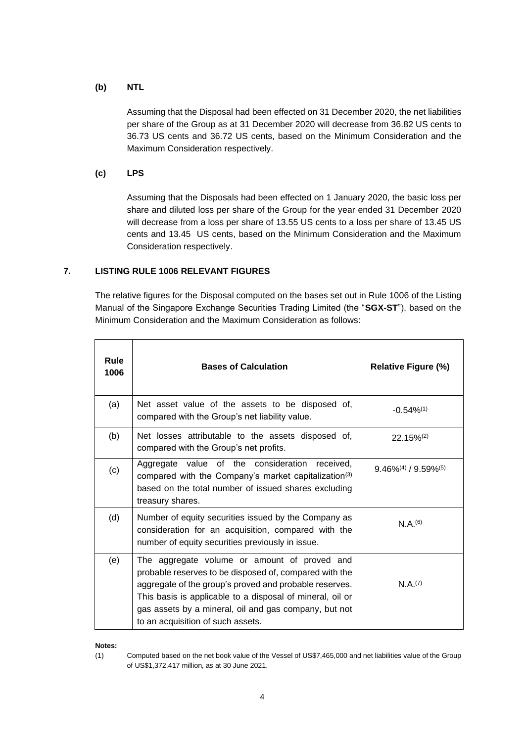**(b) NTL**

Assuming that the Disposal had been effected on 31 December 2020, the net liabilities per share of the Group as at 31 December 2020 will decrease from 36.82 US cents to 36.73 US cents and 36.72 US cents, based on the Minimum Consideration and the Maximum Consideration respectively.

**(c) LPS**

Assuming that the Disposals had been effected on 1 January 2020, the basic loss per share and diluted loss per share of the Group for the year ended 31 December 2020 will decrease from a loss per share of 13.55 US cents to a loss per share of 13.45 US cents and 13.45 US cents, based on the Minimum Consideration and the Maximum Consideration respectively.

## 7. LISTING RULE 1006 RELEVANT FIGURES

The relative figures for the Disposal computed on the bases set out in Rule 1006 of the Listing Manual of the Singapore Exchange Securities Trading Limited (the "**SGX-ST**"), based on the Minimum Consideration and the Maximum Consideration as follows:

| Rule 1006 | Bases of Calculation | Relative Figure (%) |
|---|---|---|
| (a) | Net asset value of the assets to be disposed of, compared with the Group's net liability value. | -0.54%[1] |
| (b) | Net losses attributable to the assets disposed of, compared with the Group's net profits. | 22.15%[2] |
| (c) | Aggregate value of the consideration received, compared with the Company's market capitalization[3] based on the total number of issued shares excluding treasury shares. | 9.46%[4] / 9.59%[5] |
| (d) | Number of equity securities issued by the Company as consideration for an acquisition, compared with the number of equity securities previously in issue. | N.A.[6] |
| (e) | The aggregate volume or amount of proved and probable reserves to be disposed of, compared with the aggregate of the group's proved and probable reserves. This basis is applicable to a disposal of mineral, oil or gas assets by a mineral, oil and gas company, but not to an acquisition of such assets. | N.A.[7] |

**Notes:**

(1) Computed based on the net book value of the Vessel of US$7,465,000 and net liabilities value of the Group of US$1,372.417 million, as at 30 June 2021.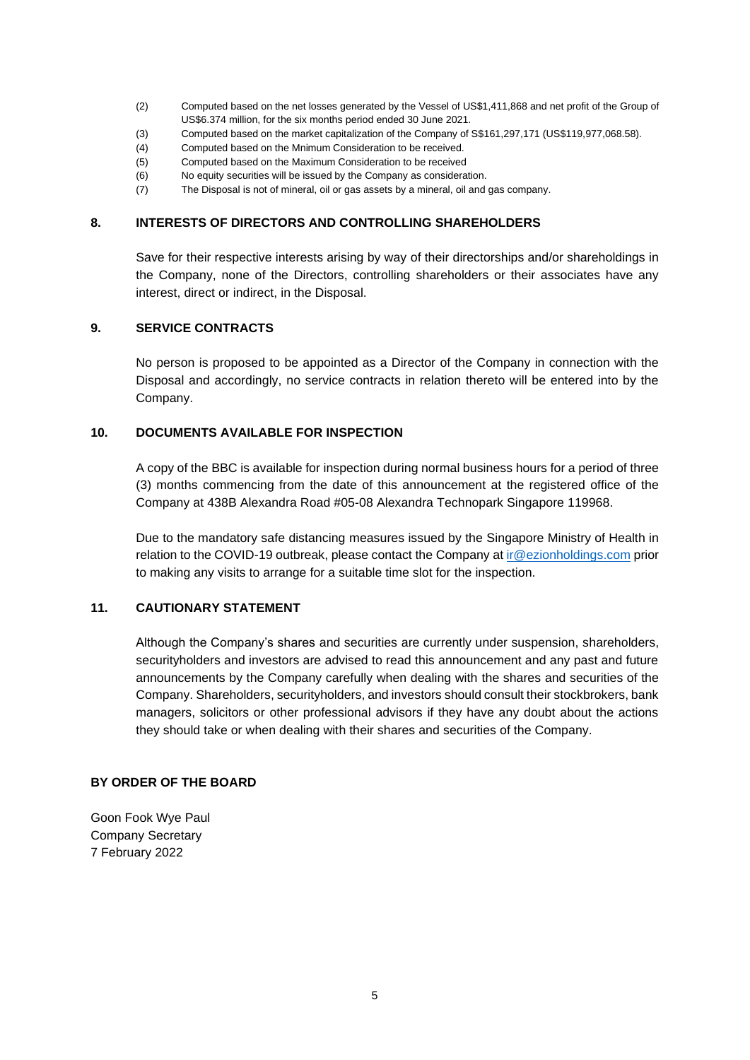(2) Computed based on the net losses generated by the Vessel of US$1,411,868 and net profit of the Group of US$6.374 million, for the six months period ended 30 June 2021.

(3) Computed based on the market capitalization of the Company of S$161,297,171 (US$119,977,068.58).

(4) Computed based on the Mnimum Consideration to be received.

(5) Computed based on the Maximum Consideration to be received

(6) No equity securities will be issued by the Company as consideration.

(7) The Disposal is not of mineral, oil or gas assets by a mineral, oil and gas company.

## 8. INTERESTS OF DIRECTORS AND CONTROLLING SHAREHOLDERS

Save for their respective interests arising by way of their directorships and/or shareholdings in the Company, none of the Directors, controlling shareholders or their associates have any interest, direct or indirect, in the Disposal.

## 9. SERVICE CONTRACTS

No person is proposed to be appointed as a Director of the Company in connection with the Disposal and accordingly, no service contracts in relation thereto will be entered into by the Company.

## 10. DOCUMENTS AVAILABLE FOR INSPECTION

A copy of the BBC is available for inspection during normal business hours for a period of three (3) months commencing from the date of this announcement at the registered office of the Company at 438B Alexandra Road #05-08 Alexandra Technopark Singapore 119968.

Due to the mandatory safe distancing measures issued by the Singapore Ministry of Health in relation to the COVID-19 outbreak, please contact the Company at ir@ezionholdings.com prior to making any visits to arrange for a suitable time slot for the inspection.

## 11. CAUTIONARY STATEMENT

Although the Company's shares and securities are currently under suspension, shareholders, securityholders and investors are advised to read this announcement and any past and future announcements by the Company carefully when dealing with the shares and securities of the Company. Shareholders, securityholders, and investors should consult their stockbrokers, bank managers, solicitors or other professional advisors if they have any doubt about the actions they should take or when dealing with their shares and securities of the Company.

**BY ORDER OF THE BOARD**

Goon Fook Wye Paul
Company Secretary
7 February 2022